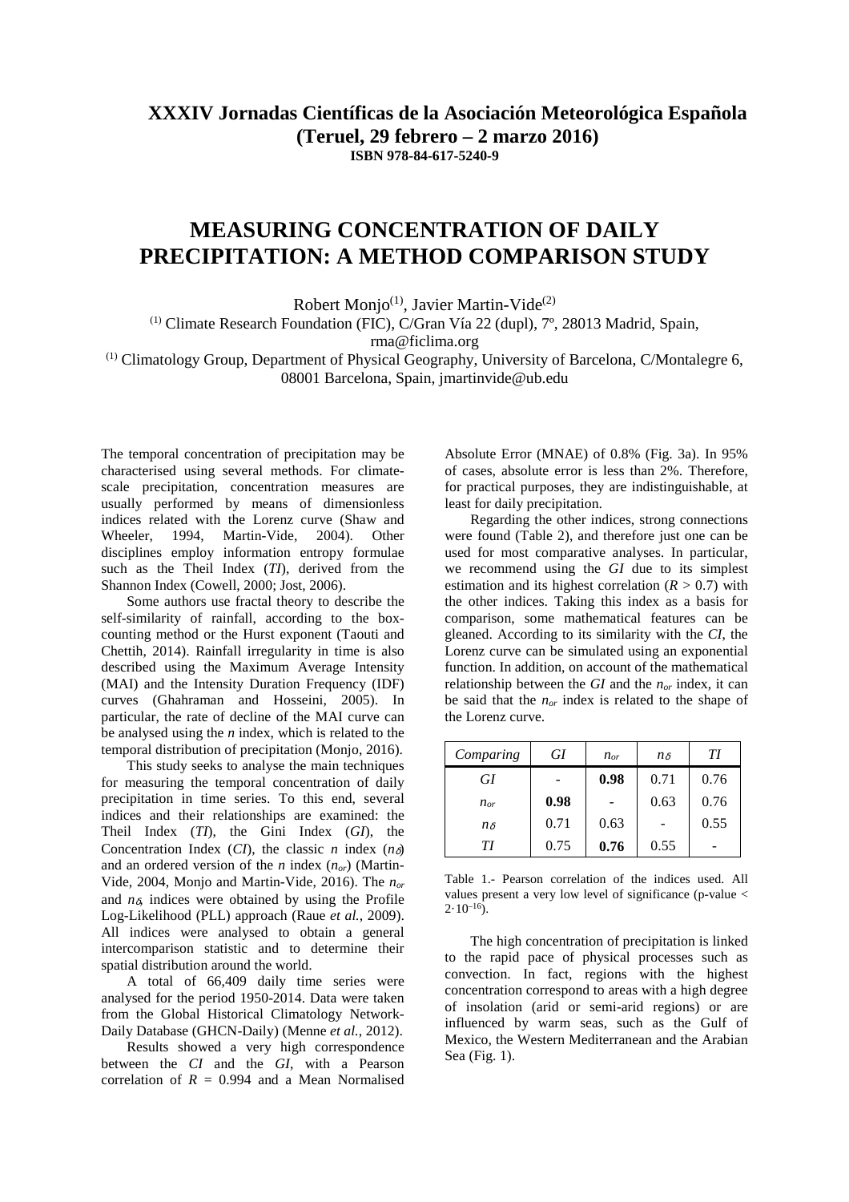**XXXIV Jornadas Científicas de la Asociación Meteorológica Española (Teruel, 29 febrero – 2 marzo 2016)**
**ISBN 978-84-617-5240-9**

# MEASURING CONCENTRATION OF DAILY PRECIPITATION: A METHOD COMPARISON STUDY

Robert Monjo[(1)], Javier Martin-Vide[(2)]

[(1)] Climate Research Foundation (FIC), C/Gran Vía 22 (dupl), 7º, 28013 Madrid, Spain, rma@ficlima.org

[(1)] Climatology Group, Department of Physical Geography, University of Barcelona, C/Montalegre 6, 08001 Barcelona, Spain, jmartinvide@ub.edu

The temporal concentration of precipitation may be characterised using several methods. For climate-scale precipitation, concentration measures are usually performed by means of dimensionless indices related with the Lorenz curve (Shaw and Wheeler, 1994, Martin-Vide, 2004). Other disciplines employ information entropy formulae such as the Theil Index (*TI*), derived from the Shannon Index (Cowell, 2000; Jost, 2006).

Some authors use fractal theory to describe the self-similarity of rainfall, according to the box-counting method or the Hurst exponent (Taouti and Chettih, 2014). Rainfall irregularity in time is also described using the Maximum Average Intensity (MAI) and the Intensity Duration Frequency (IDF) curves (Ghahraman and Hosseini, 2005). In particular, the rate of decline of the MAI curve can be analysed using the *n* index, which is related to the temporal distribution of precipitation (Monjo, 2016).

This study seeks to analyse the main techniques for measuring the temporal concentration of daily precipitation in time series. To this end, several indices and their relationships are examined: the Theil Index (*TI*), the Gini Index (*GI*), the Concentration Index (*CI*), the classic *n* index ($n_\delta$) and an ordered version of the *n* index ($n_{or}$) (Martin-Vide, 2004, Monjo and Martin-Vide, 2016). The $n_{or}$ and $n_\delta$ indices were obtained by using the Profile Log-Likelihood (PLL) approach (Raue *et al.*, 2009). All indices were analysed to obtain a general intercomparison statistic and to determine their spatial distribution around the world.

A total of 66,409 daily time series were analysed for the period 1950-2014. Data were taken from the Global Historical Climatology Network-Daily Database (GHCN-Daily) (Menne *et al.*, 2012).

Results showed a very high correspondence between the *CI* and the *GI*, with a Pearson correlation of $R = 0.994$ and a Mean Normalised Absolute Error (MNAE) of 0.8% (Fig. 3a). In 95% of cases, absolute error is less than 2%. Therefore, for practical purposes, they are indistinguishable, at least for daily precipitation.

Regarding the other indices, strong connections were found (Table 2), and therefore just one can be used for most comparative analyses. In particular, we recommend using the *GI* due to its simplest estimation and its highest correlation ($R > 0.7$) with the other indices. Taking this index as a basis for comparison, some mathematical features can be gleaned. According to its similarity with the *CI*, the Lorenz curve can be simulated using an exponential function. In addition, on account of the mathematical relationship between the *GI* and the $n_{or}$ index, it can be said that the $n_{or}$ index is related to the shape of the Lorenz curve.

| *Comparing* | *GI* | $n_{or}$ | $n_\delta$ | *TI* |
|---|---|---|---|---|
| *GI* | - | **0.98** | 0.71 | 0.76 |
| $n_{or}$ | **0.98** | - | 0.63 | 0.76 |
| $n_\delta$ | 0.71 | 0.63 | - | 0.55 |
| *TI* | 0.75 | **0.76** | 0.55 | - |

Table 1.- Pearson correlation of the indices used. All values present a very low level of significance (p-value < $2 \cdot 10^{-16}$).

The high concentration of precipitation is linked to the rapid pace of physical processes such as convection. In fact, regions with the highest concentration correspond to areas with a high degree of insolation (arid or semi-arid regions) or are influenced by warm seas, such as the Gulf of Mexico, the Western Mediterranean and the Arabian Sea (Fig. 1).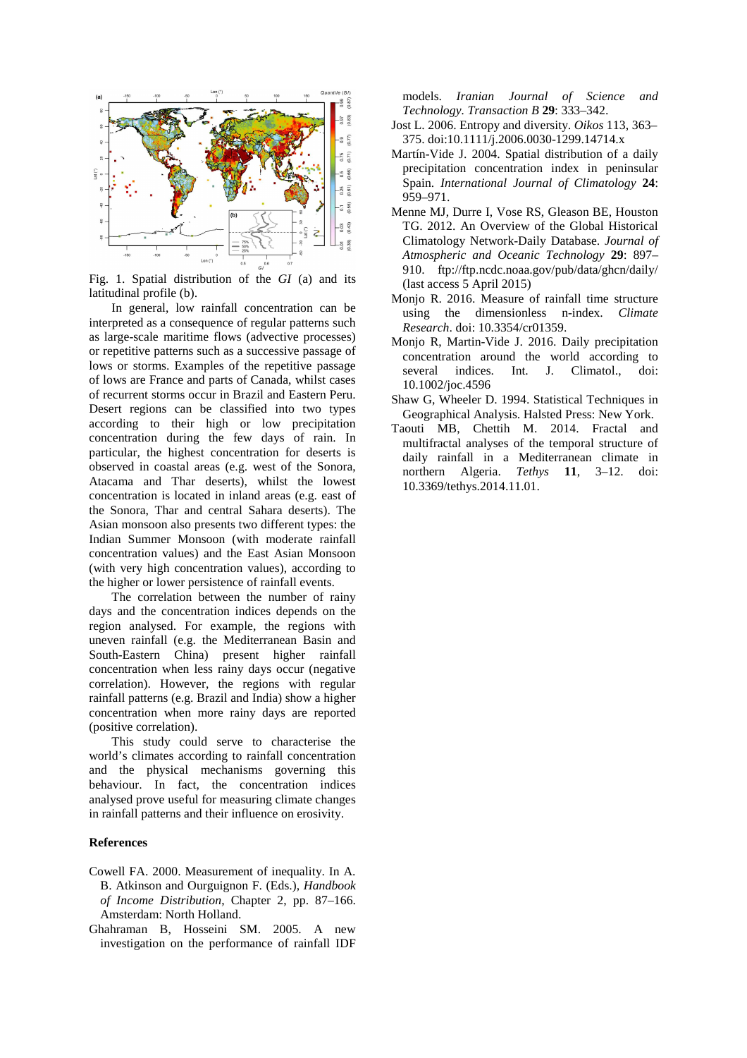(a)

Lon (°)

Quantile (GI)

(b)

Fig. 1. Spatial distribution of the *GI* (a) and its latitudinal profile (b).

In general, low rainfall concentration can be interpreted as a consequence of regular patterns such as large-scale maritime flows (advective processes) or repetitive patterns such as a successive passage of lows or storms. Examples of the repetitive passage of lows are France and parts of Canada, whilst cases of recurrent storms occur in Brazil and Eastern Peru. Desert regions can be classified into two types according to their high or low precipitation concentration during the few days of rain. In particular, the highest concentration for deserts is observed in coastal areas (e.g. west of the Sonora, Atacama and Thar deserts), whilst the lowest concentration is located in inland areas (e.g. east of the Sonora, Thar and central Sahara deserts). The Asian monsoon also presents two different types: the Indian Summer Monsoon (with moderate rainfall concentration values) and the East Asian Monsoon (with very high concentration values), according to the higher or lower persistence of rainfall events.

The correlation between the number of rainy days and the concentration indices depends on the region analysed. For example, the regions with uneven rainfall (e.g. the Mediterranean Basin and South-Eastern China) present higher rainfall concentration when less rainy days occur (negative correlation). However, the regions with regular rainfall patterns (e.g. Brazil and India) show a higher concentration when more rainy days are reported (positive correlation).

This study could serve to characterise the world's climates according to rainfall concentration and the physical mechanisms governing this behaviour. In fact, the concentration indices analysed prove useful for measuring climate changes in rainfall patterns and their influence on erosivity.

## References

Cowell FA. 2000. Measurement of inequality. In A. B. Atkinson and Ourguignon F. (Eds.), *Handbook of Income Distribution*, Chapter 2, pp. 87–166. Amsterdam: North Holland.

Ghahraman B, Hosseini SM. 2005. A new investigation on the performance of rainfall IDF models. *Iranian Journal of Science and Technology. Transaction B* **29**: 333–342.

Jost L. 2006. Entropy and diversity. *Oikos* 113, 363–375. doi:10.1111/j.2006.0030-1299.14714.x

Martín-Vide J. 2004. Spatial distribution of a daily precipitation concentration index in peninsular Spain. *International Journal of Climatology* **24**: 959–971.

Menne MJ, Durre I, Vose RS, Gleason BE, Houston TG. 2012. An Overview of the Global Historical Climatology Network-Daily Database. *Journal of Atmospheric and Oceanic Technology* **29**: 897–910. ftp://ftp.ncdc.noaa.gov/pub/data/ghcn/daily/ (last access 5 April 2015)

Monjo R. 2016. Measure of rainfall time structure using the dimensionless n-index. *Climate Research*. doi: 10.3354/cr01359.

Monjo R, Martin-Vide J. 2016. Daily precipitation concentration around the world according to several indices. Int. J. Climatol., doi: 10.1002/joc.4596

Shaw G, Wheeler D. 1994. Statistical Techniques in Geographical Analysis. Halsted Press: New York.

Taouti MB, Chettih M. 2014. Fractal and multifractal analyses of the temporal structure of daily rainfall in a Mediterranean climate in northern Algeria. *Tethys* **11**, 3–12. doi: 10.3369/tethys.2014.11.01.